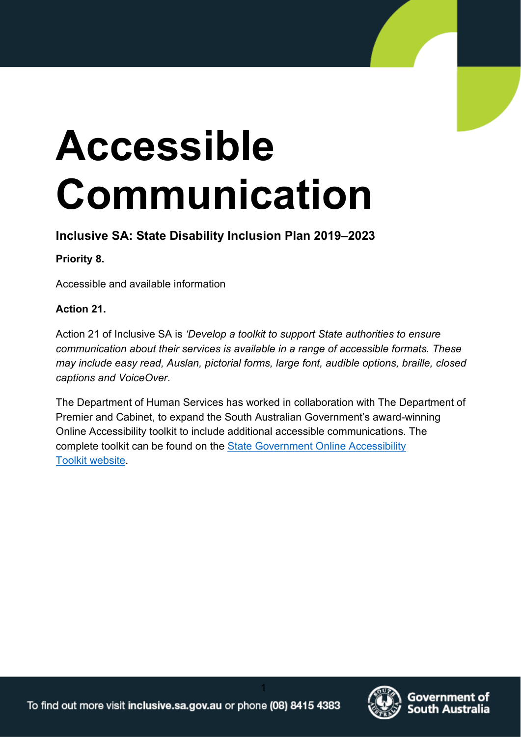# Accessible Communication

**Inclusive SA: State Disability Inclusion Plan 2019–2023**

**Priority 8.**

Accessible and available information

**Action 21.**

Action 21 of Inclusive SA is *'Develop a toolkit to support State authorities to ensure communication about their services is available in a range of accessible formats. These may include easy read, Auslan, pictorial forms, large font, audible options, braille, closed captions and VoiceOver*.

The Department of Human Services has worked in collaboration with The Department of Premier and Cabinet, to expand the South Australian Government's award-winning Online Accessibility toolkit to include additional accessible communications. The complete toolkit can be found on the [State Government Online Accessibility Toolkit website].

To find out more visit **inclusive.sa.gov.au** or phone **(08) 8415 4383**

Government of South Australia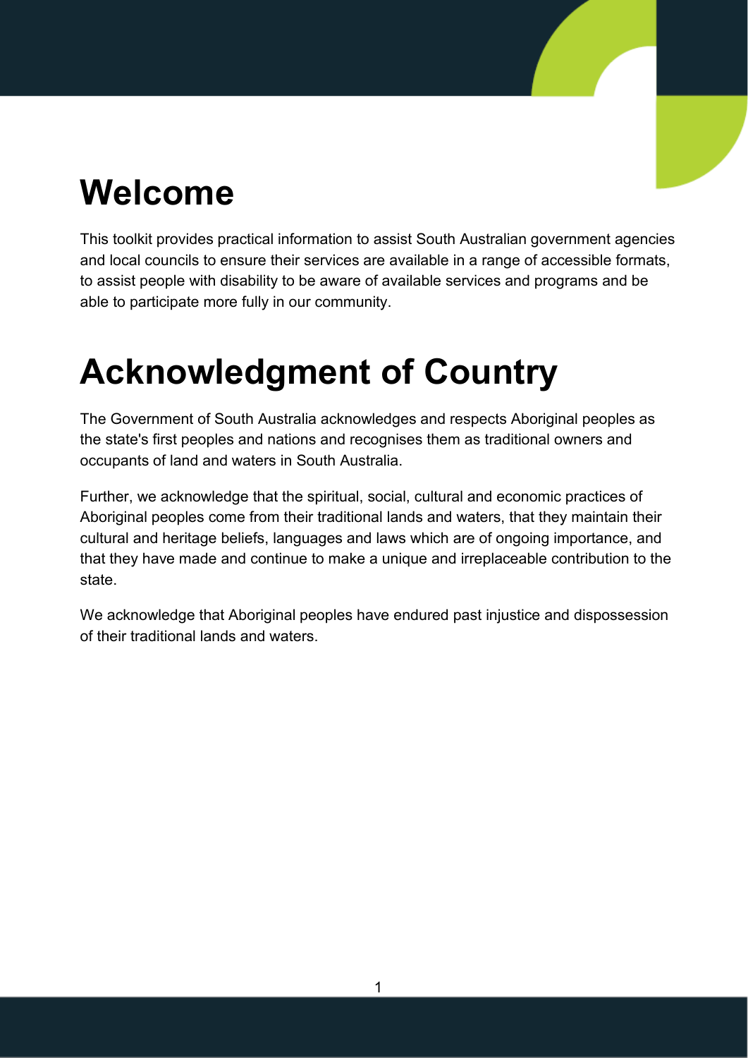# Welcome

This toolkit provides practical information to assist South Australian government agencies and local councils to ensure their services are available in a range of accessible formats, to assist people with disability to be aware of available services and programs and be able to participate more fully in our community.

# Acknowledgment of Country

The Government of South Australia acknowledges and respects Aboriginal peoples as the state's first peoples and nations and recognises them as traditional owners and occupants of land and waters in South Australia.

Further, we acknowledge that the spiritual, social, cultural and economic practices of Aboriginal peoples come from their traditional lands and waters, that they maintain their cultural and heritage beliefs, languages and laws which are of ongoing importance, and that they have made and continue to make a unique and irreplaceable contribution to the state.

We acknowledge that Aboriginal peoples have endured past injustice and dispossession of their traditional lands and waters.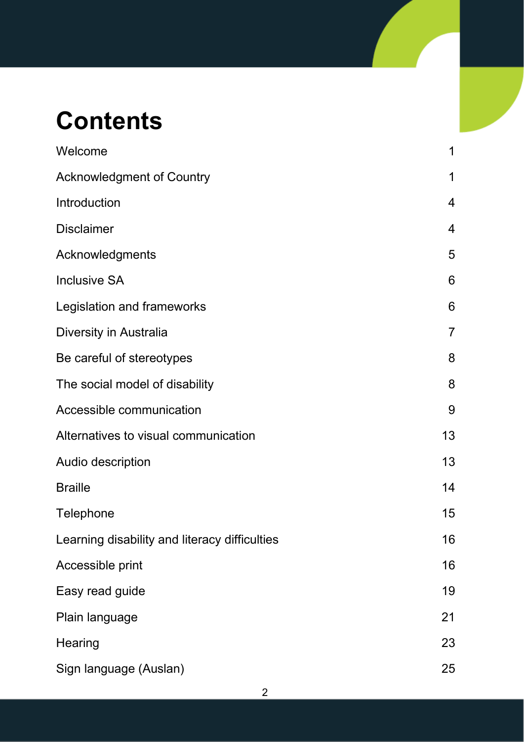# Contents

| | |
|---|---|
| Welcome | 1 |
| Acknowledgment of Country | 1 |
| Introduction | 4 |
| Disclaimer | 4 |
| Acknowledgments | 5 |
| Inclusive SA | 6 |
| Legislation and frameworks | 6 |
| Diversity in Australia | 7 |
| Be careful of stereotypes | 8 |
| The social model of disability | 8 |
| Accessible communication | 9 |
| Alternatives to visual communication | 13 |
| Audio description | 13 |
| Braille | 14 |
| Telephone | 15 |
| Learning disability and literacy difficulties | 16 |
| Accessible print | 16 |
| Easy read guide | 19 |
| Plain language | 21 |
| Hearing | 23 |
| Sign language (Auslan) | 25 |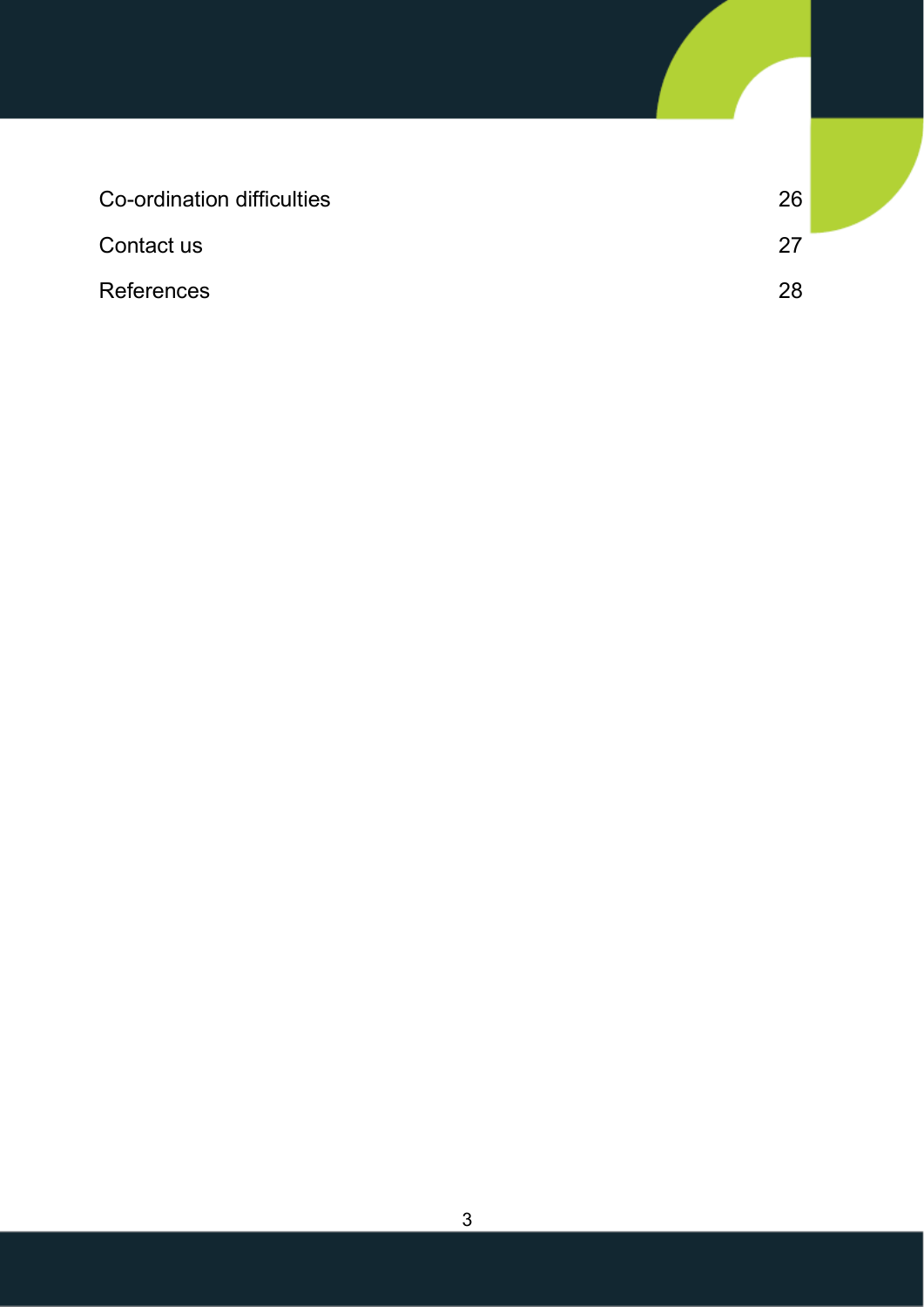| | |
|---|---|
| Co-ordination difficulties | 26 |
| Contact us | 27 |
| References | 28 |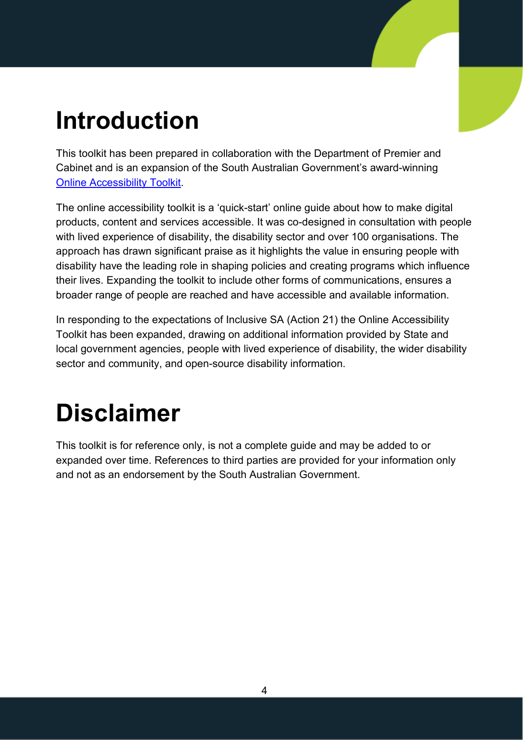# Introduction

This toolkit has been prepared in collaboration with the Department of Premier and Cabinet and is an expansion of the South Australian Government's award-winning Online Accessibility Toolkit.

The online accessibility toolkit is a 'quick-start' online guide about how to make digital products, content and services accessible. It was co-designed in consultation with people with lived experience of disability, the disability sector and over 100 organisations. The approach has drawn significant praise as it highlights the value in ensuring people with disability have the leading role in shaping policies and creating programs which influence their lives. Expanding the toolkit to include other forms of communications, ensures a broader range of people are reached and have accessible and available information.

In responding to the expectations of Inclusive SA (Action 21) the Online Accessibility Toolkit has been expanded, drawing on additional information provided by State and local government agencies, people with lived experience of disability, the wider disability sector and community, and open-source disability information.

# Disclaimer

This toolkit is for reference only, is not a complete guide and may be added to or expanded over time. References to third parties are provided for your information only and not as an endorsement by the South Australian Government.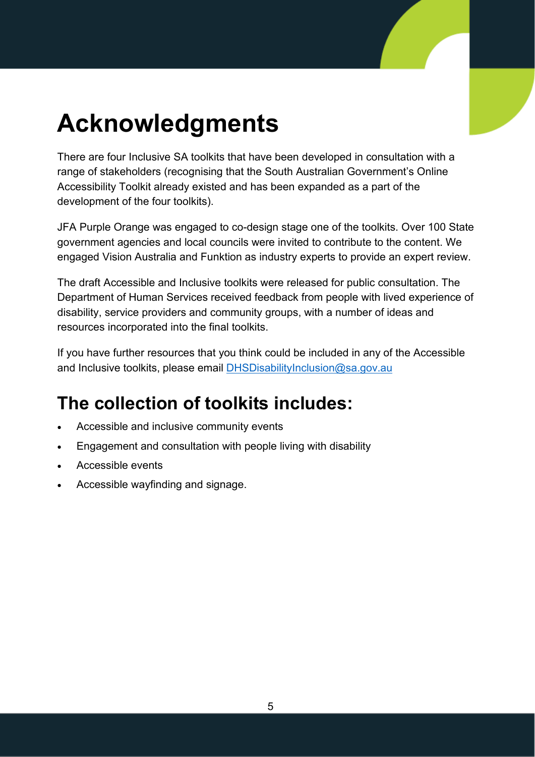# Acknowledgments

There are four Inclusive SA toolkits that have been developed in consultation with a range of stakeholders (recognising that the South Australian Government's Online Accessibility Toolkit already existed and has been expanded as a part of the development of the four toolkits).

JFA Purple Orange was engaged to co-design stage one of the toolkits. Over 100 State government agencies and local councils were invited to contribute to the content. We engaged Vision Australia and Funktion as industry experts to provide an expert review.

The draft Accessible and Inclusive toolkits were released for public consultation. The Department of Human Services received feedback from people with lived experience of disability, service providers and community groups, with a number of ideas and resources incorporated into the final toolkits.

If you have further resources that you think could be included in any of the Accessible and Inclusive toolkits, please email [DHSDisabilityInclusion@sa.gov.au](mailto:DHSDisabilityInclusion@sa.gov.au)

## The collection of toolkits includes:

- Accessible and inclusive community events
- Engagement and consultation with people living with disability
- Accessible events
- Accessible wayfinding and signage.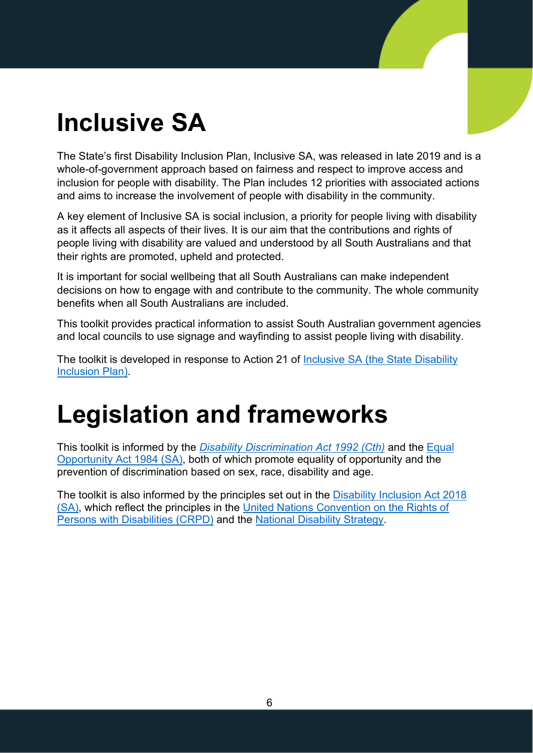# Inclusive SA

The State's first Disability Inclusion Plan, Inclusive SA, was released in late 2019 and is a whole-of-government approach based on fairness and respect to improve access and inclusion for people with disability. The Plan includes 12 priorities with associated actions and aims to increase the involvement of people with disability in the community.

A key element of Inclusive SA is social inclusion, a priority for people living with disability as it affects all aspects of their lives. It is our aim that the contributions and rights of people living with disability are valued and understood by all South Australians and that their rights are promoted, upheld and protected.

It is important for social wellbeing that all South Australians can make independent decisions on how to engage with and contribute to the community. The whole community benefits when all South Australians are included.

This toolkit provides practical information to assist South Australian government agencies and local councils to use signage and wayfinding to assist people living with disability.

The toolkit is developed in response to Action 21 of Inclusive SA (the State Disability Inclusion Plan).

# Legislation and frameworks

This toolkit is informed by the *Disability Discrimination Act 1992 (Cth)* and the Equal Opportunity Act 1984 (SA), both of which promote equality of opportunity and the prevention of discrimination based on sex, race, disability and age.

The toolkit is also informed by the principles set out in the Disability Inclusion Act 2018 (SA), which reflect the principles in the United Nations Convention on the Rights of Persons with Disabilities (CRPD) and the National Disability Strategy.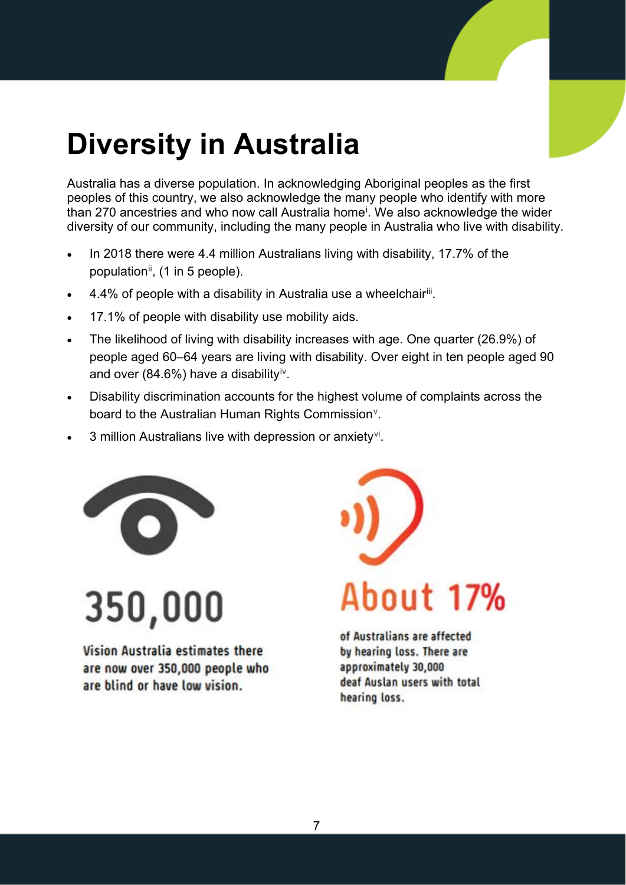# Diversity in Australia

Australia has a diverse population. In acknowledging Aboriginal peoples as the first peoples of this country, we also acknowledge the many people who identify with more than 270 ancestries and who now call Australia home[i]. We also acknowledge the wider diversity of our community, including the many people in Australia who live with disability.

- In 2018 there were 4.4 million Australians living with disability, 17.7% of the population[ii], (1 in 5 people).
- 4.4% of people with a disability in Australia use a wheelchair[iii].
- 17.1% of people with disability use mobility aids.
- The likelihood of living with disability increases with age. One quarter (26.9%) of people aged 60–64 years are living with disability. Over eight in ten people aged 90 and over (84.6%) have a disability[iv].
- Disability discrimination accounts for the highest volume of complaints across the board to the Australian Human Rights Commission[v].
- 3 million Australians live with depression or anxiety[vi].

**350,000**

Vision Australia estimates there are now over 350,000 people who are blind or have low vision.

**About 17%**

of Australians are affected by hearing loss. There are approximately 30,000 deaf Auslan users with total hearing loss.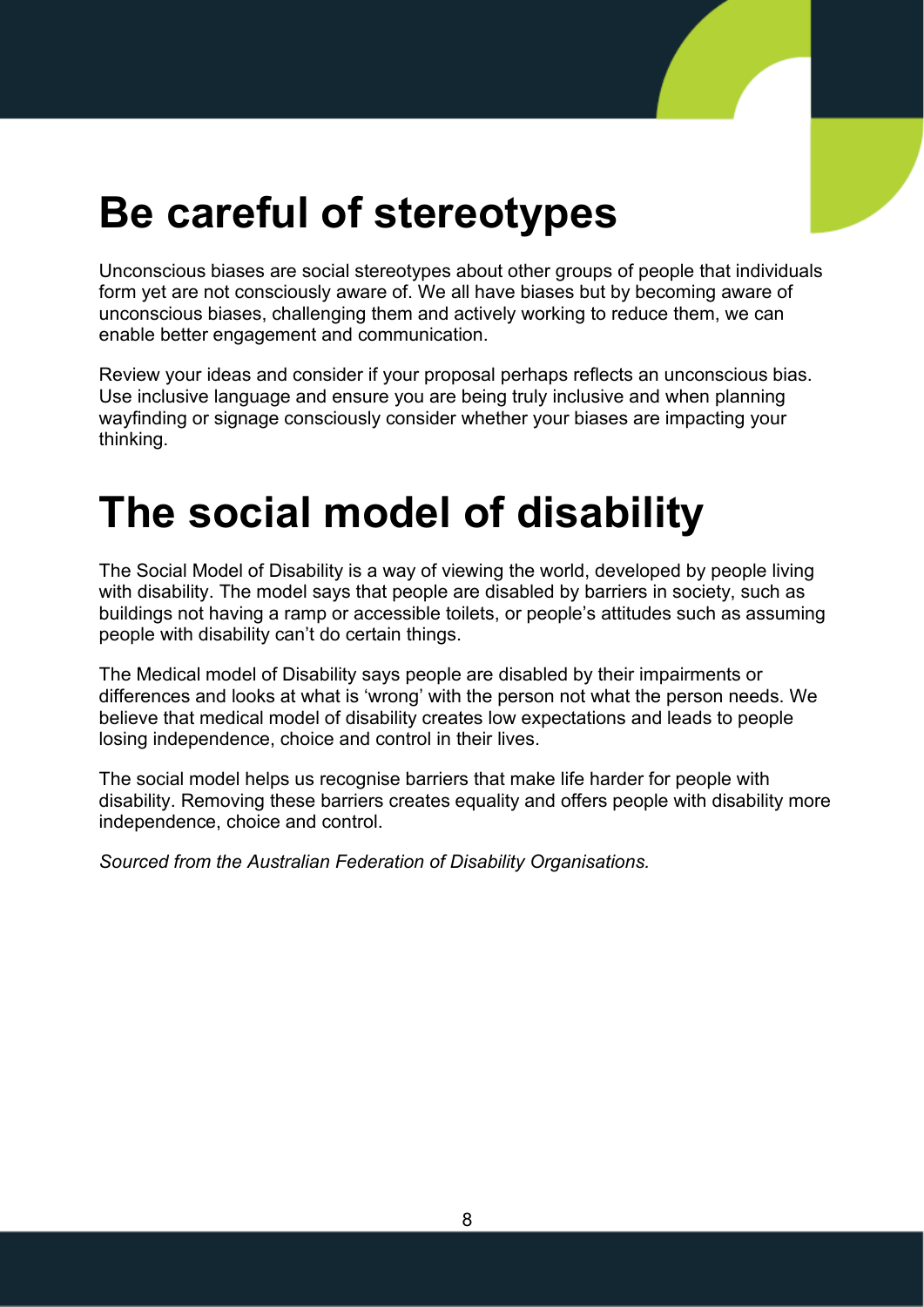# Be careful of stereotypes

Unconscious biases are social stereotypes about other groups of people that individuals form yet are not consciously aware of. We all have biases but by becoming aware of unconscious biases, challenging them and actively working to reduce them, we can enable better engagement and communication.

Review your ideas and consider if your proposal perhaps reflects an unconscious bias. Use inclusive language and ensure you are being truly inclusive and when planning wayfinding or signage consciously consider whether your biases are impacting your thinking.

# The social model of disability

The Social Model of Disability is a way of viewing the world, developed by people living with disability. The model says that people are disabled by barriers in society, such as buildings not having a ramp or accessible toilets, or people's attitudes such as assuming people with disability can't do certain things.

The Medical model of Disability says people are disabled by their impairments or differences and looks at what is 'wrong' with the person not what the person needs. We believe that medical model of disability creates low expectations and leads to people losing independence, choice and control in their lives.

The social model helps us recognise barriers that make life harder for people with disability. Removing these barriers creates equality and offers people with disability more independence, choice and control.

*Sourced from the Australian Federation of Disability Organisations.*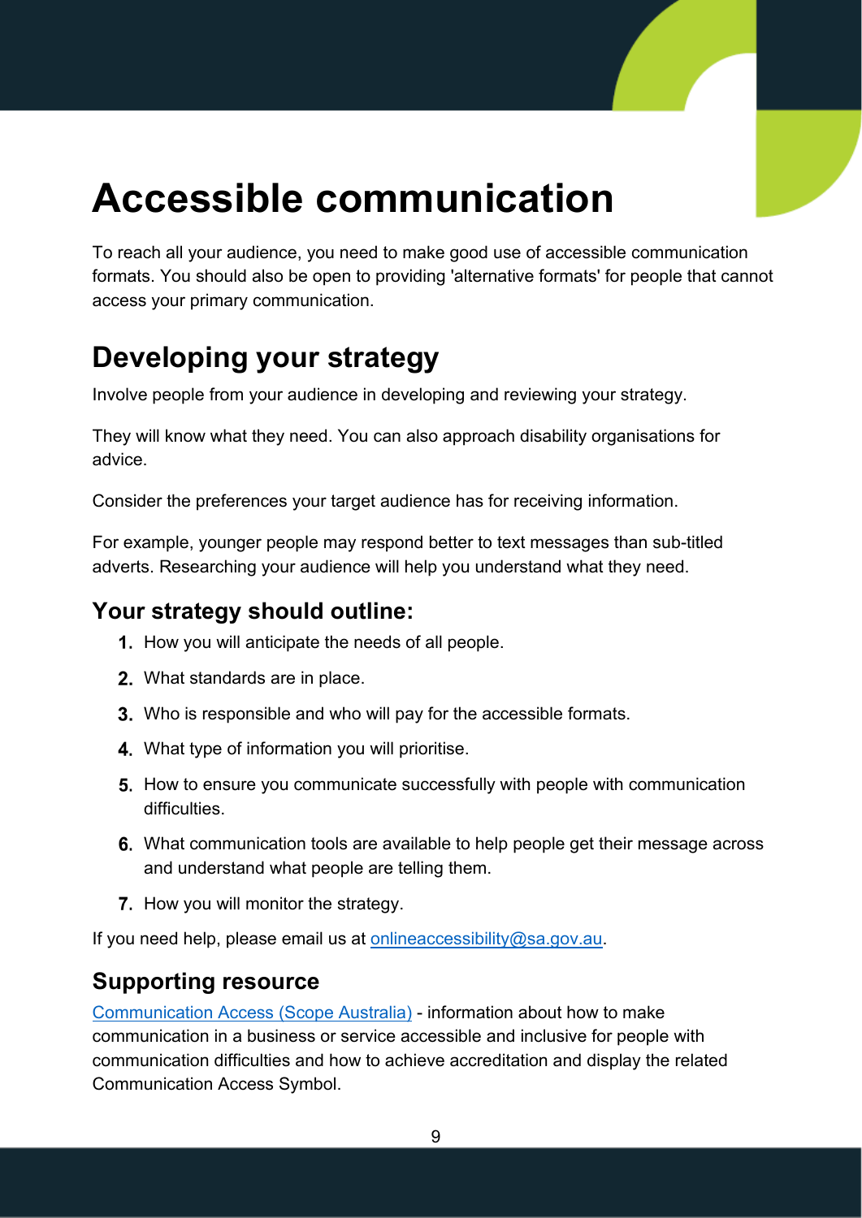# Accessible communication

To reach all your audience, you need to make good use of accessible communication formats. You should also be open to providing 'alternative formats' for people that cannot access your primary communication.

## Developing your strategy

Involve people from your audience in developing and reviewing your strategy.

They will know what they need. You can also approach disability organisations for advice.

Consider the preferences your target audience has for receiving information.

For example, younger people may respond better to text messages than sub-titled adverts. Researching your audience will help you understand what they need.

### Your strategy should outline:

1. How you will anticipate the needs of all people.
2. What standards are in place.
3. Who is responsible and who will pay for the accessible formats.
4. What type of information you will prioritise.
5. How to ensure you communicate successfully with people with communication difficulties.
6. What communication tools are available to help people get their message across and understand what people are telling them.
7. How you will monitor the strategy.

If you need help, please email us at [onlineaccessibility@sa.gov.au](mailto:onlineaccessibility@sa.gov.au).

### Supporting resource

[Communication Access (Scope Australia)](#) - information about how to make communication in a business or service accessible and inclusive for people with communication difficulties and how to achieve accreditation and display the related Communication Access Symbol.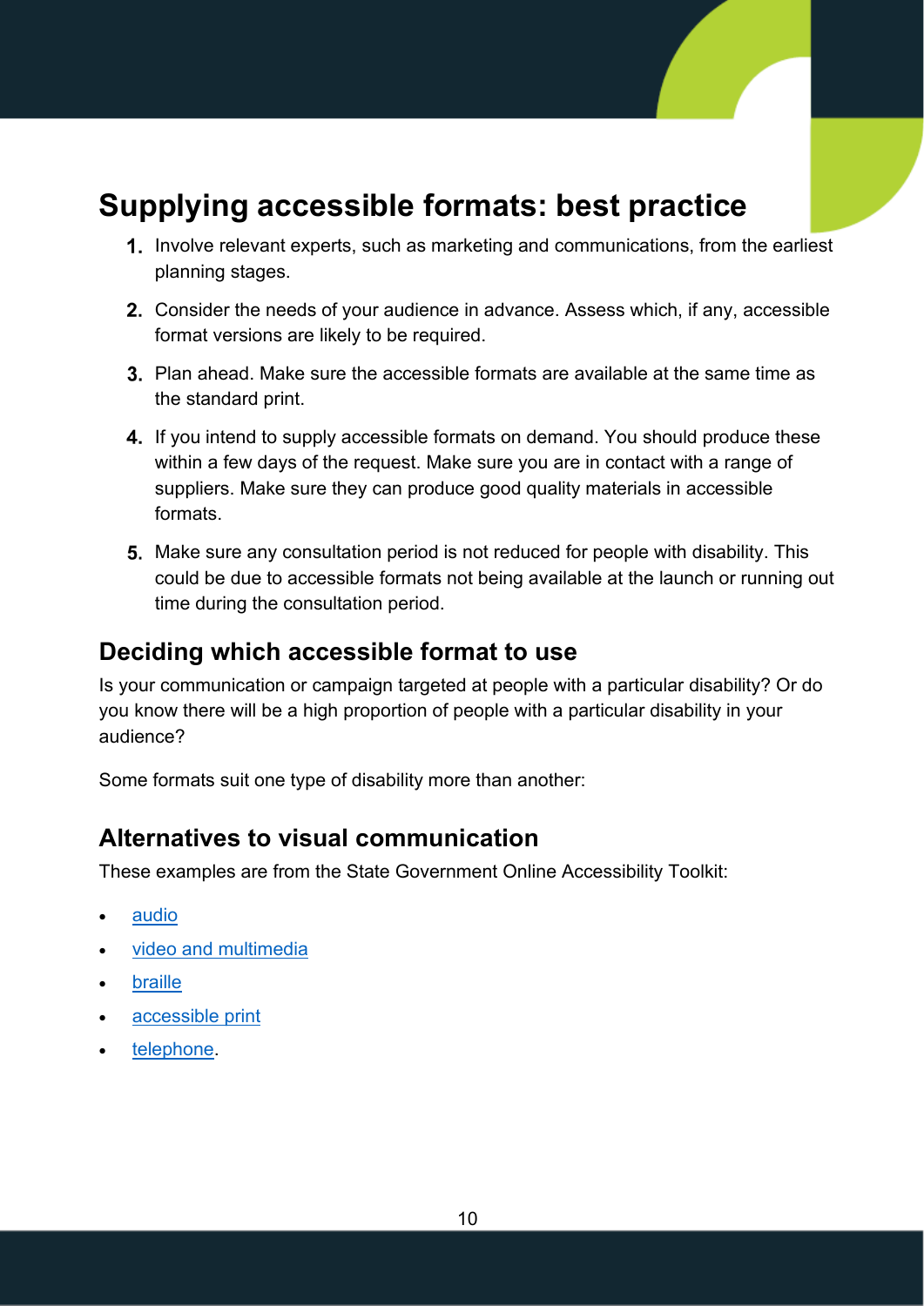# Supplying accessible formats: best practice

1. Involve relevant experts, such as marketing and communications, from the earliest planning stages.
2. Consider the needs of your audience in advance. Assess which, if any, accessible format versions are likely to be required.
3. Plan ahead. Make sure the accessible formats are available at the same time as the standard print.
4. If you intend to supply accessible formats on demand. You should produce these within a few days of the request. Make sure you are in contact with a range of suppliers. Make sure they can produce good quality materials in accessible formats.
5. Make sure any consultation period is not reduced for people with disability. This could be due to accessible formats not being available at the launch or running out time during the consultation period.

## Deciding which accessible format to use

Is your communication or campaign targeted at people with a particular disability? Or do you know there will be a high proportion of people with a particular disability in your audience?

Some formats suit one type of disability more than another:

## Alternatives to visual communication

These examples are from the State Government Online Accessibility Toolkit:

- audio
- video and multimedia
- braille
- accessible print
- telephone.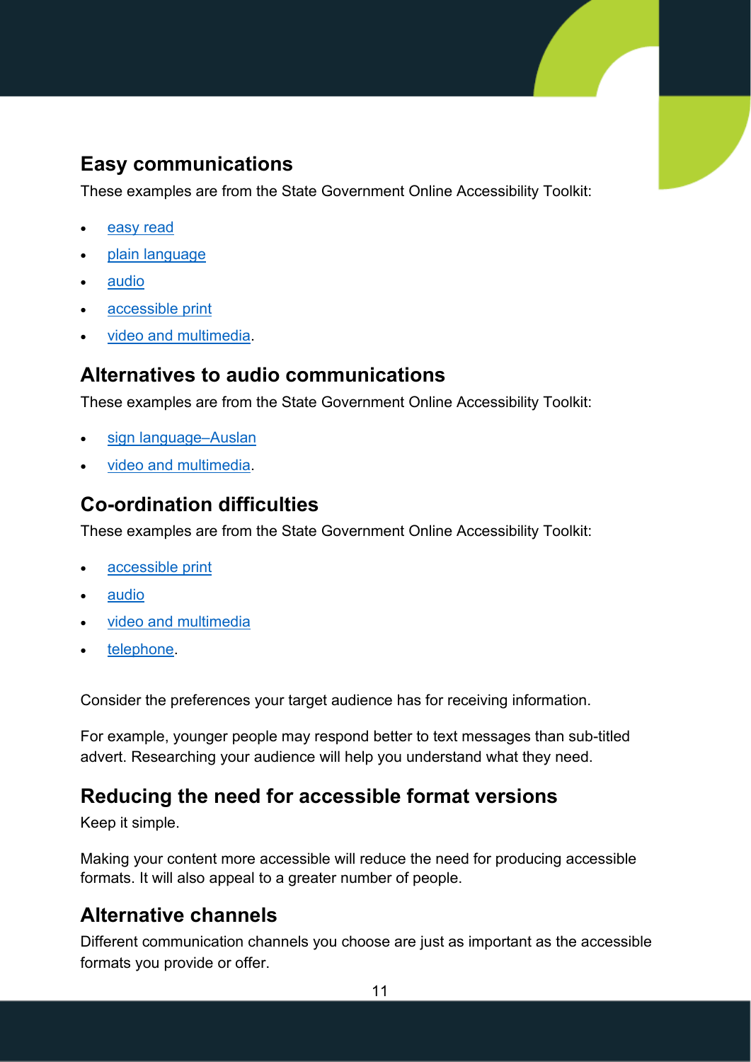## Easy communications

These examples are from the State Government Online Accessibility Toolkit:

- easy read
- plain language
- audio
- accessible print
- video and multimedia.

## Alternatives to audio communications

These examples are from the State Government Online Accessibility Toolkit:

- sign language–Auslan
- video and multimedia.

## Co-ordination difficulties

These examples are from the State Government Online Accessibility Toolkit:

- accessible print
- audio
- video and multimedia
- telephone.

Consider the preferences your target audience has for receiving information.

For example, younger people may respond better to text messages than sub-titled advert. Researching your audience will help you understand what they need.

## Reducing the need for accessible format versions

Keep it simple.

Making your content more accessible will reduce the need for producing accessible formats. It will also appeal to a greater number of people.

## Alternative channels

Different communication channels you choose are just as important as the accessible formats you provide or offer.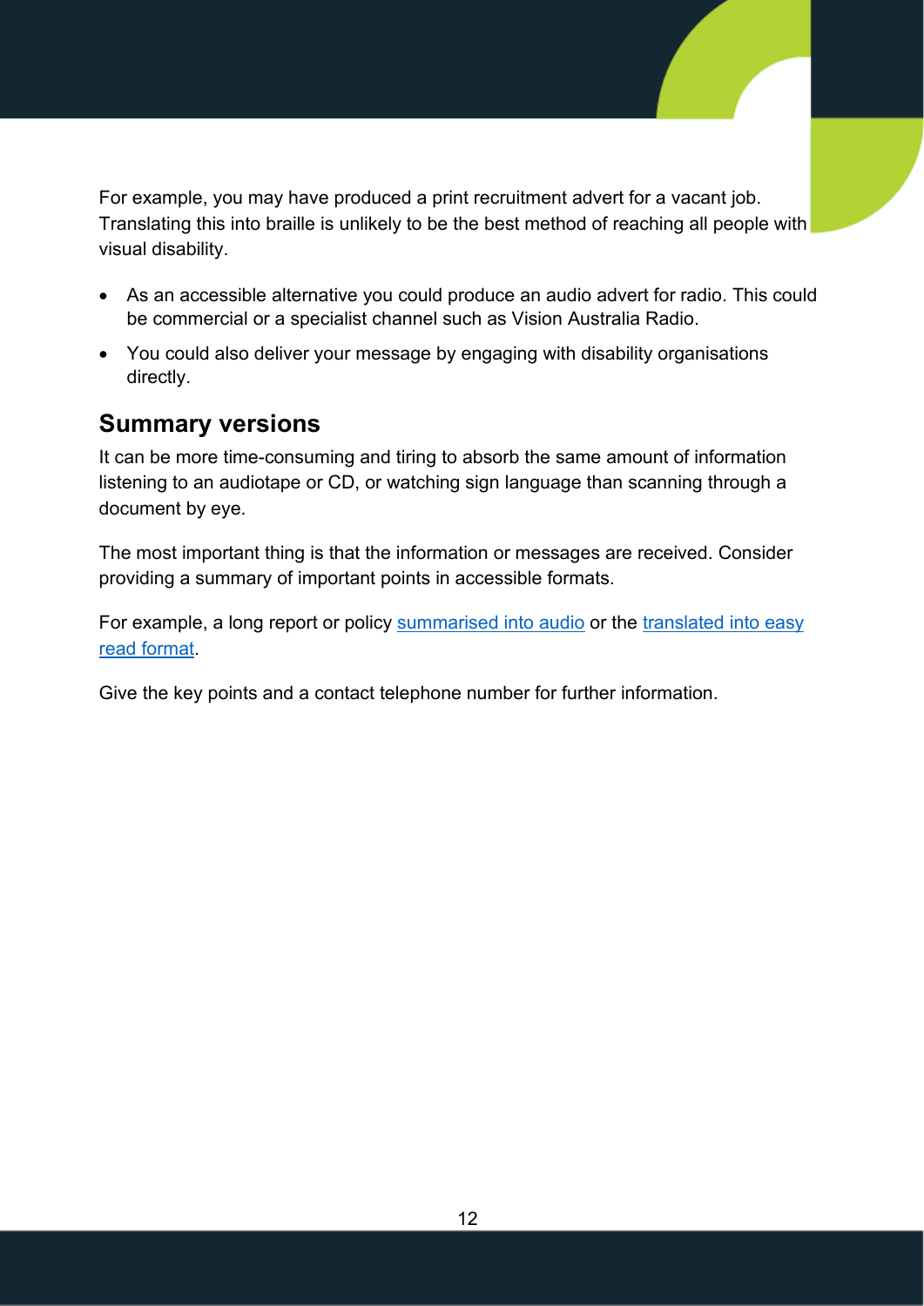For example, you may have produced a print recruitment advert for a vacant job. Translating this into braille is unlikely to be the best method of reaching all people with visual disability.

- As an accessible alternative you could produce an audio advert for radio. This could be commercial or a specialist channel such as Vision Australia Radio.
- You could also deliver your message by engaging with disability organisations directly.

## Summary versions

It can be more time-consuming and tiring to absorb the same amount of information listening to an audiotape or CD, or watching sign language than scanning through a document by eye.

The most important thing is that the information or messages are received. Consider providing a summary of important points in accessible formats.

For example, a long report or policy summarised into audio or the translated into easy read format.

Give the key points and a contact telephone number for further information.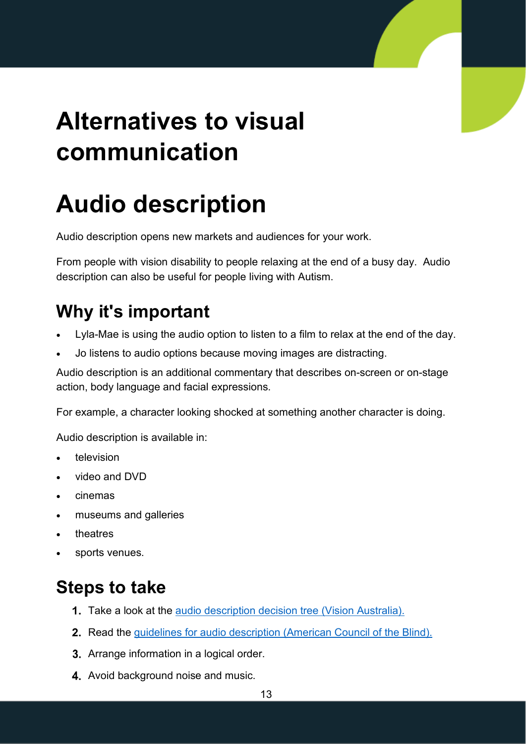# Alternatives to visual communication

# Audio description

Audio description opens new markets and audiences for your work.

From people with vision disability to people relaxing at the end of a busy day. Audio description can also be useful for people living with Autism.

## Why it's important

- Lyla-Mae is using the audio option to listen to a film to relax at the end of the day.
- Jo listens to audio options because moving images are distracting.

Audio description is an additional commentary that describes on-screen or on-stage action, body language and facial expressions.

For example, a character looking shocked at something another character is doing.

Audio description is available in:

- television
- video and DVD
- cinemas
- museums and galleries
- theatres
- sports venues.

## Steps to take

1. Take a look at the audio description decision tree (Vision Australia).
2. Read the guidelines for audio description (American Council of the Blind).
3. Arrange information in a logical order.
4. Avoid background noise and music.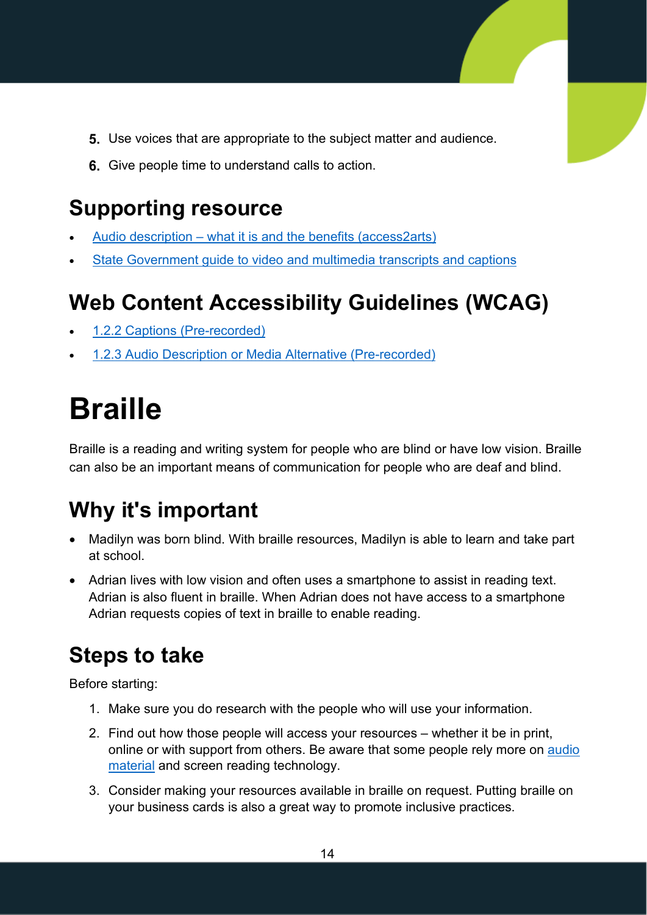5. Use voices that are appropriate to the subject matter and audience.
6. Give people time to understand calls to action.

## Supporting resource

- Audio description – what it is and the benefits (access2arts)
- State Government guide to video and multimedia transcripts and captions

## Web Content Accessibility Guidelines (WCAG)

- 1.2.2 Captions (Pre-recorded)
- 1.2.3 Audio Description or Media Alternative (Pre-recorded)

# Braille

Braille is a reading and writing system for people who are blind or have low vision. Braille can also be an important means of communication for people who are deaf and blind.

## Why it's important

- Madilyn was born blind. With braille resources, Madilyn is able to learn and take part at school.
- Adrian lives with low vision and often uses a smartphone to assist in reading text. Adrian is also fluent in braille. When Adrian does not have access to a smartphone Adrian requests copies of text in braille to enable reading.

## Steps to take

Before starting:

1. Make sure you do research with the people who will use your information.
2. Find out how those people will access your resources – whether it be in print, online or with support from others. Be aware that some people rely more on audio material and screen reading technology.
3. Consider making your resources available in braille on request. Putting braille on your business cards is also a great way to promote inclusive practices.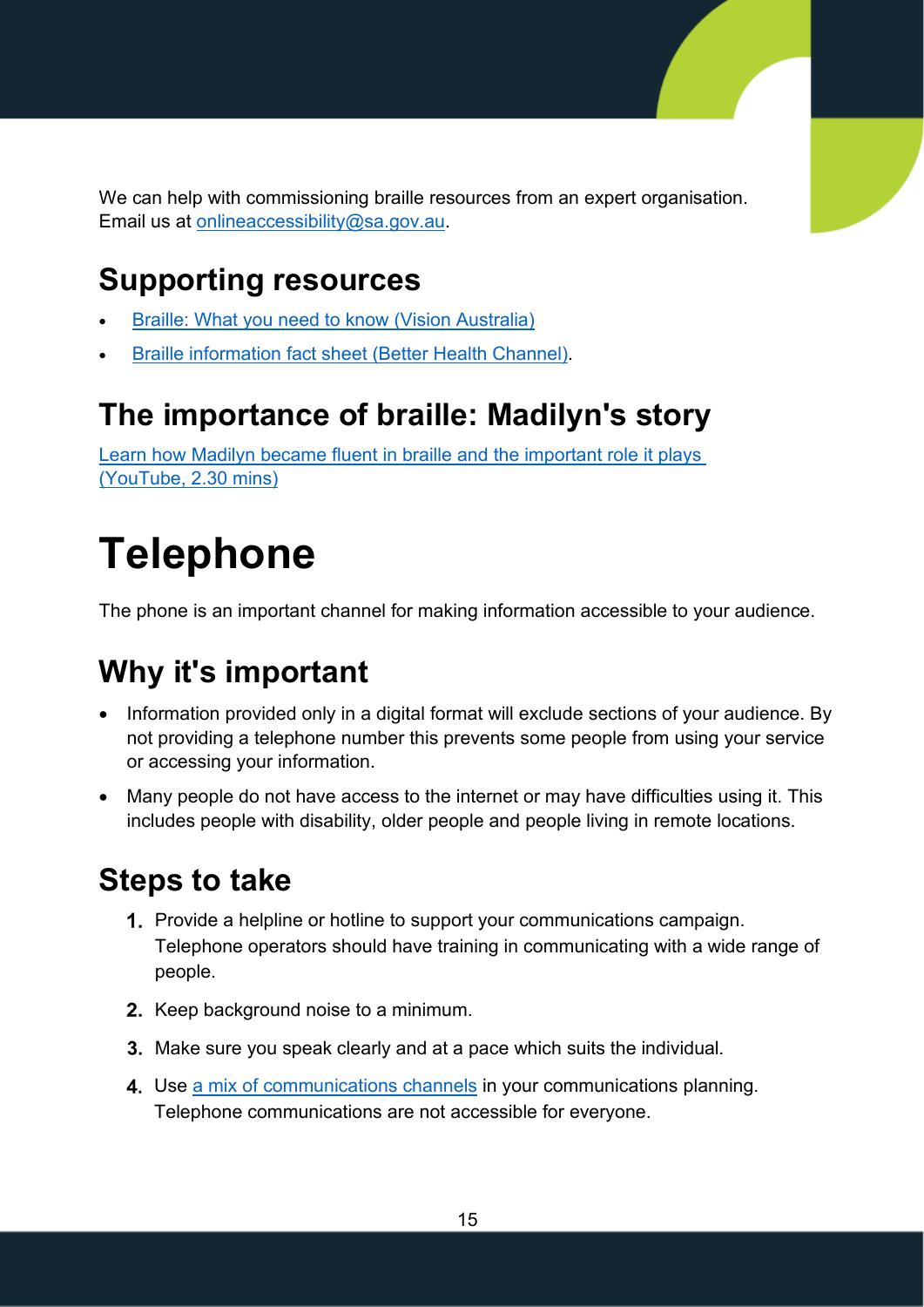We can help with commissioning braille resources from an expert organisation. Email us at onlineaccessibility@sa.gov.au.

## Supporting resources

- Braille: What you need to know (Vision Australia)
- Braille information fact sheet (Better Health Channel).

## The importance of braille: Madilyn's story

Learn how Madilyn became fluent in braille and the important role it plays (YouTube, 2.30 mins)

# Telephone

The phone is an important channel for making information accessible to your audience.

## Why it's important

- Information provided only in a digital format will exclude sections of your audience. By not providing a telephone number this prevents some people from using your service or accessing your information.
- Many people do not have access to the internet or may have difficulties using it. This includes people with disability, older people and people living in remote locations.

## Steps to take

1. Provide a helpline or hotline to support your communications campaign. Telephone operators should have training in communicating with a wide range of people.
2. Keep background noise to a minimum.
3. Make sure you speak clearly and at a pace which suits the individual.
4. Use a mix of communications channels in your communications planning. Telephone communications are not accessible for everyone.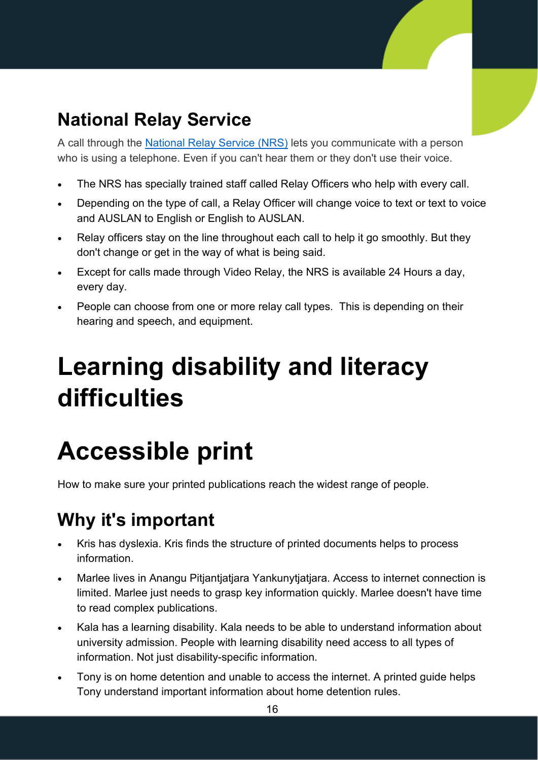## National Relay Service

A call through the [National Relay Service (NRS)] lets you communicate with a person who is using a telephone. Even if you can't hear them or they don't use their voice.

- The NRS has specially trained staff called Relay Officers who help with every call.
- Depending on the type of call, a Relay Officer will change voice to text or text to voice and AUSLAN to English or English to AUSLAN.
- Relay officers stay on the line throughout each call to help it go smoothly. But they don't change or get in the way of what is being said.
- Except for calls made through Video Relay, the NRS is available 24 Hours a day, every day.
- People can choose from one or more relay call types. This is depending on their hearing and speech, and equipment.

# Learning disability and literacy difficulties

# Accessible print

How to make sure your printed publications reach the widest range of people.

## Why it's important

- Kris has dyslexia. Kris finds the structure of printed documents helps to process information.
- Marlee lives in Anangu Pitjantjatjara Yankunytjatjara. Access to internet connection is limited. Marlee just needs to grasp key information quickly. Marlee doesn't have time to read complex publications.
- Kala has a learning disability. Kala needs to be able to understand information about university admission. People with learning disability need access to all types of information. Not just disability-specific information.
- Tony is on home detention and unable to access the internet. A printed guide helps Tony understand important information about home detention rules.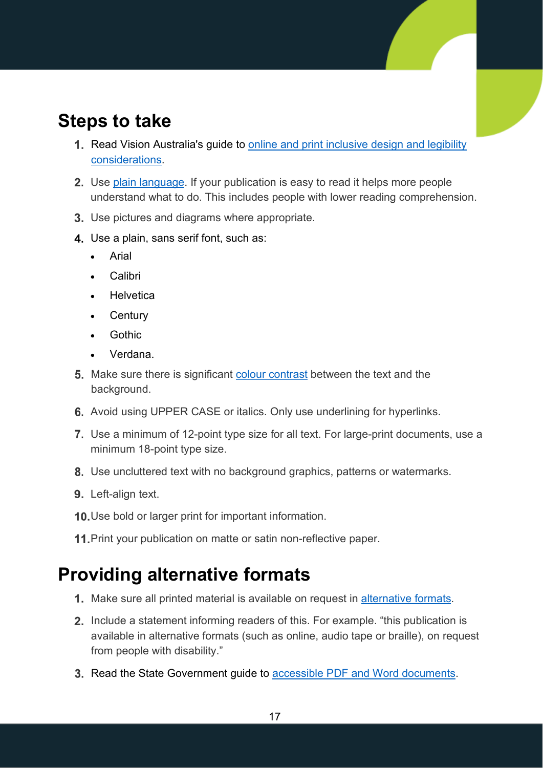## Steps to take

1. Read Vision Australia's guide to online and print inclusive design and legibility considerations.
2. Use plain language. If your publication is easy to read it helps more people understand what to do. This includes people with lower reading comprehension.
3. Use pictures and diagrams where appropriate.
4. Use a plain, sans serif font, such as:
   - Arial
   - Calibri
   - Helvetica
   - Century
   - Gothic
   - Verdana.
5. Make sure there is significant colour contrast between the text and the background.
6. Avoid using UPPER CASE or italics. Only use underlining for hyperlinks.
7. Use a minimum of 12-point type size for all text. For large-print documents, use a minimum 18-point type size.
8. Use uncluttered text with no background graphics, patterns or watermarks.
9. Left-align text.
10. Use bold or larger print for important information.
11. Print your publication on matte or satin non-reflective paper.

## Providing alternative formats

1. Make sure all printed material is available on request in alternative formats.
2. Include a statement informing readers of this. For example. "this publication is available in alternative formats (such as online, audio tape or braille), on request from people with disability."
3. Read the State Government guide to accessible PDF and Word documents.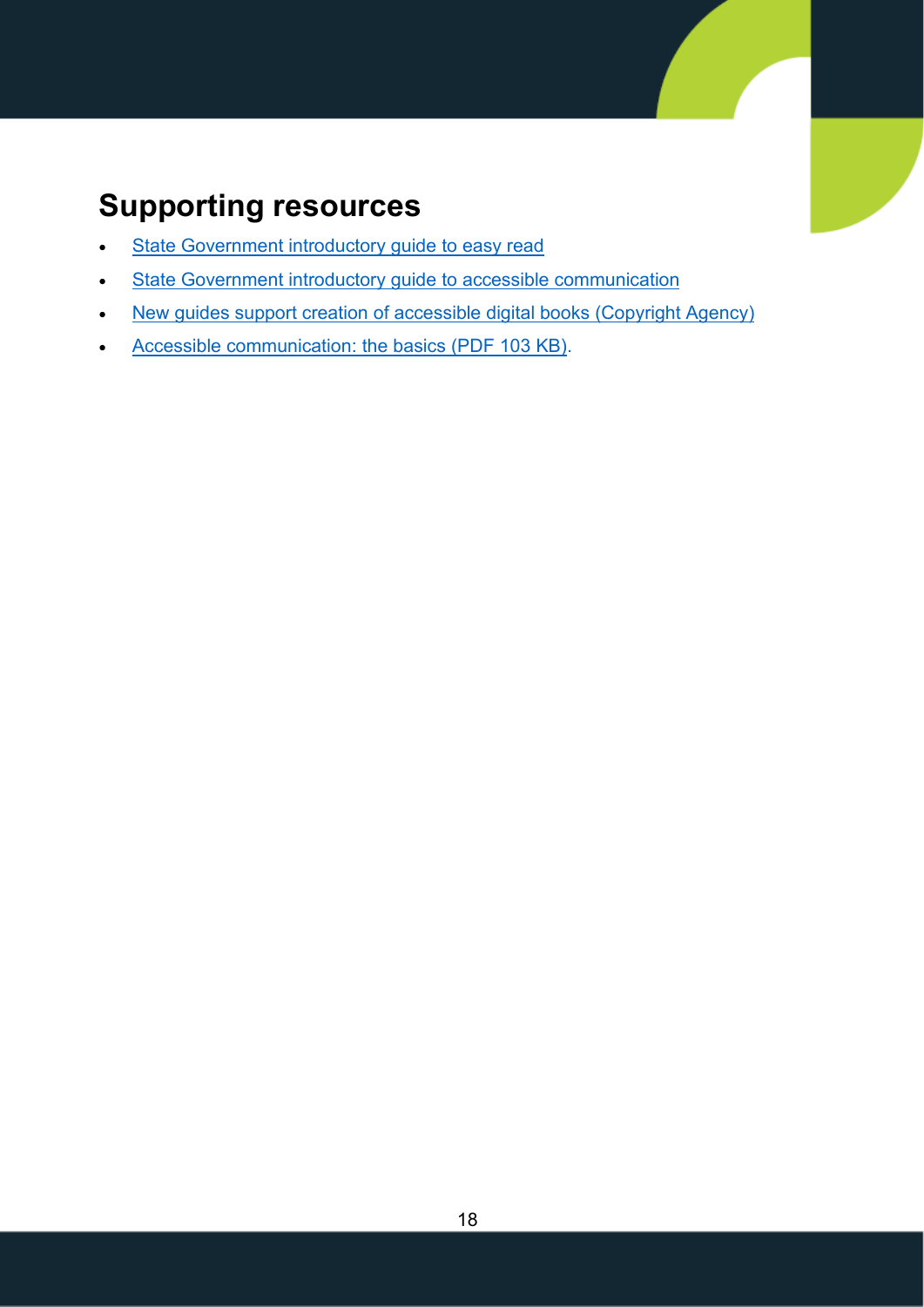## Supporting resources

- State Government introductory guide to easy read
- State Government introductory guide to accessible communication
- New guides support creation of accessible digital books (Copyright Agency)
- Accessible communication: the basics (PDF 103 KB).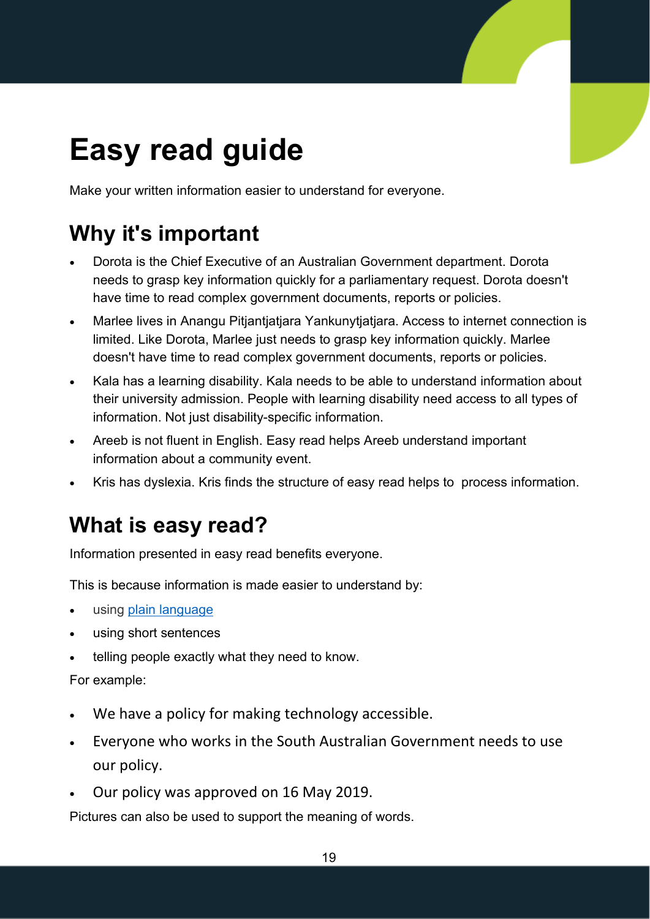# Easy read guide

Make your written information easier to understand for everyone.

## Why it's important

- Dorota is the Chief Executive of an Australian Government department. Dorota needs to grasp key information quickly for a parliamentary request. Dorota doesn't have time to read complex government documents, reports or policies.
- Marlee lives in Anangu Pitjantjatjara Yankunytjatjara. Access to internet connection is limited. Like Dorota, Marlee just needs to grasp key information quickly. Marlee doesn't have time to read complex government documents, reports or policies.
- Kala has a learning disability. Kala needs to be able to understand information about their university admission. People with learning disability need access to all types of information. Not just disability-specific information.
- Areeb is not fluent in English. Easy read helps Areeb understand important information about a community event.
- Kris has dyslexia. Kris finds the structure of easy read helps to process information.

## What is easy read?

Information presented in easy read benefits everyone.

This is because information is made easier to understand by:

- using [plain language]
- using short sentences
- telling people exactly what they need to know.

For example:

- We have a policy for making technology accessible.
- Everyone who works in the South Australian Government needs to use our policy.
- Our policy was approved on 16 May 2019.

Pictures can also be used to support the meaning of words.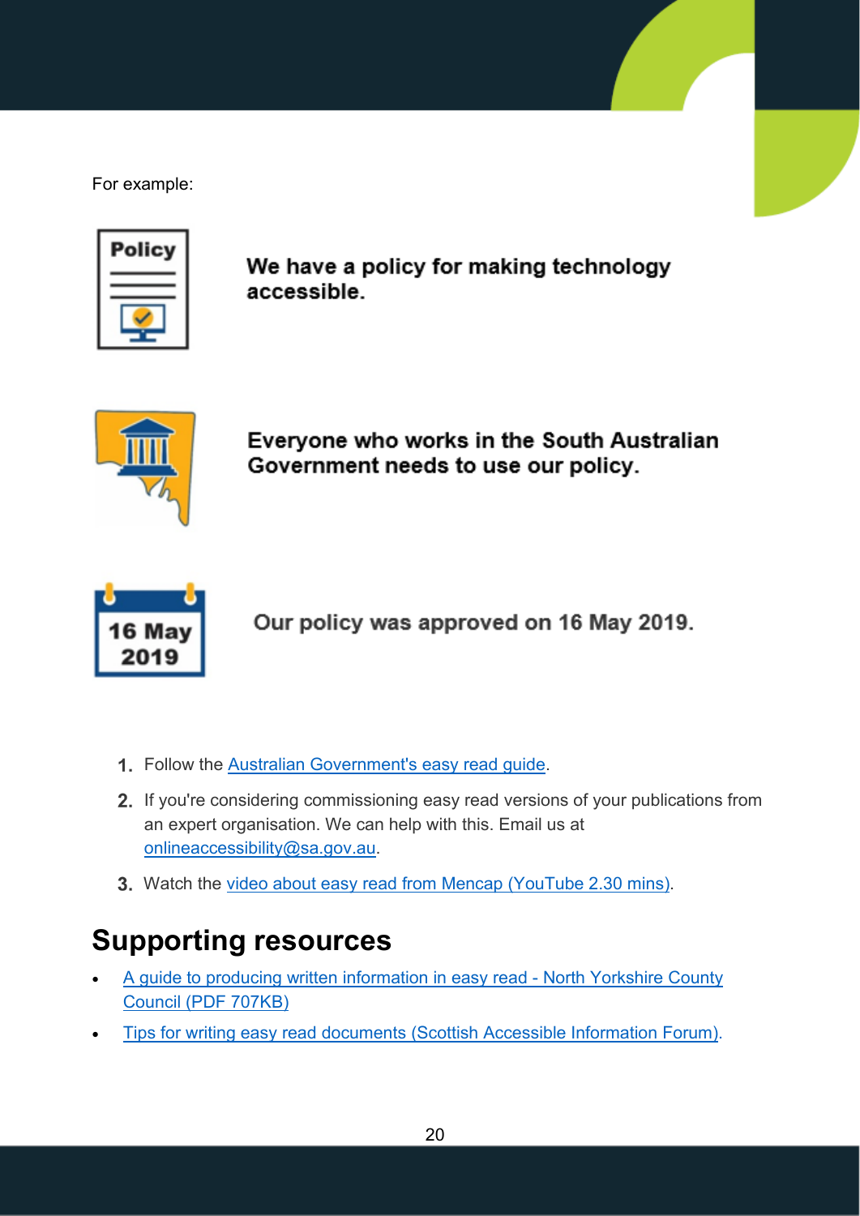For example:

**We have a policy for making technology accessible.**

**Everyone who works in the South Australian Government needs to use our policy.**

**Our policy was approved on 16 May 2019.**

1. Follow the Australian Government's easy read guide.
2. If you're considering commissioning easy read versions of your publications from an expert organisation. We can help with this. Email us at onlineaccessibility@sa.gov.au.
3. Watch the video about easy read from Mencap (YouTube 2.30 mins).

## Supporting resources

- A guide to producing written information in easy read - North Yorkshire County Council (PDF 707KB)
- Tips for writing easy read documents (Scottish Accessible Information Forum).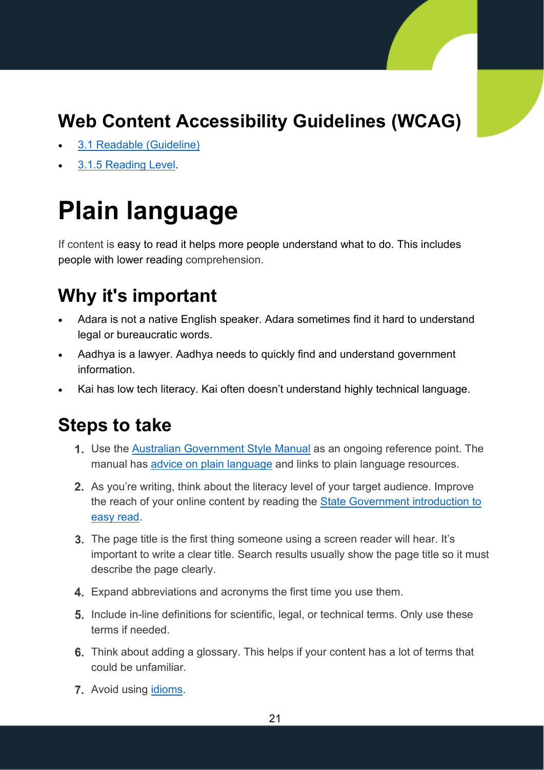## Web Content Accessibility Guidelines (WCAG)

- 3.1 Readable (Guideline)
- 3.1.5 Reading Level.

# Plain language

If content is easy to read it helps more people understand what to do. This includes people with lower reading comprehension.

## Why it's important

- Adara is not a native English speaker. Adara sometimes find it hard to understand legal or bureaucratic words.
- Aadhya is a lawyer. Aadhya needs to quickly find and understand government information.
- Kai has low tech literacy. Kai often doesn't understand highly technical language.

## Steps to take

1. Use the Australian Government Style Manual as an ongoing reference point. The manual has advice on plain language and links to plain language resources.
2. As you're writing, think about the literacy level of your target audience. Improve the reach of your online content by reading the State Government introduction to easy read.
3. The page title is the first thing someone using a screen reader will hear. It's important to write a clear title. Search results usually show the page title so it must describe the page clearly.
4. Expand abbreviations and acronyms the first time you use them.
5. Include in-line definitions for scientific, legal, or technical terms. Only use these terms if needed.
6. Think about adding a glossary. This helps if your content has a lot of terms that could be unfamiliar.
7. Avoid using idioms.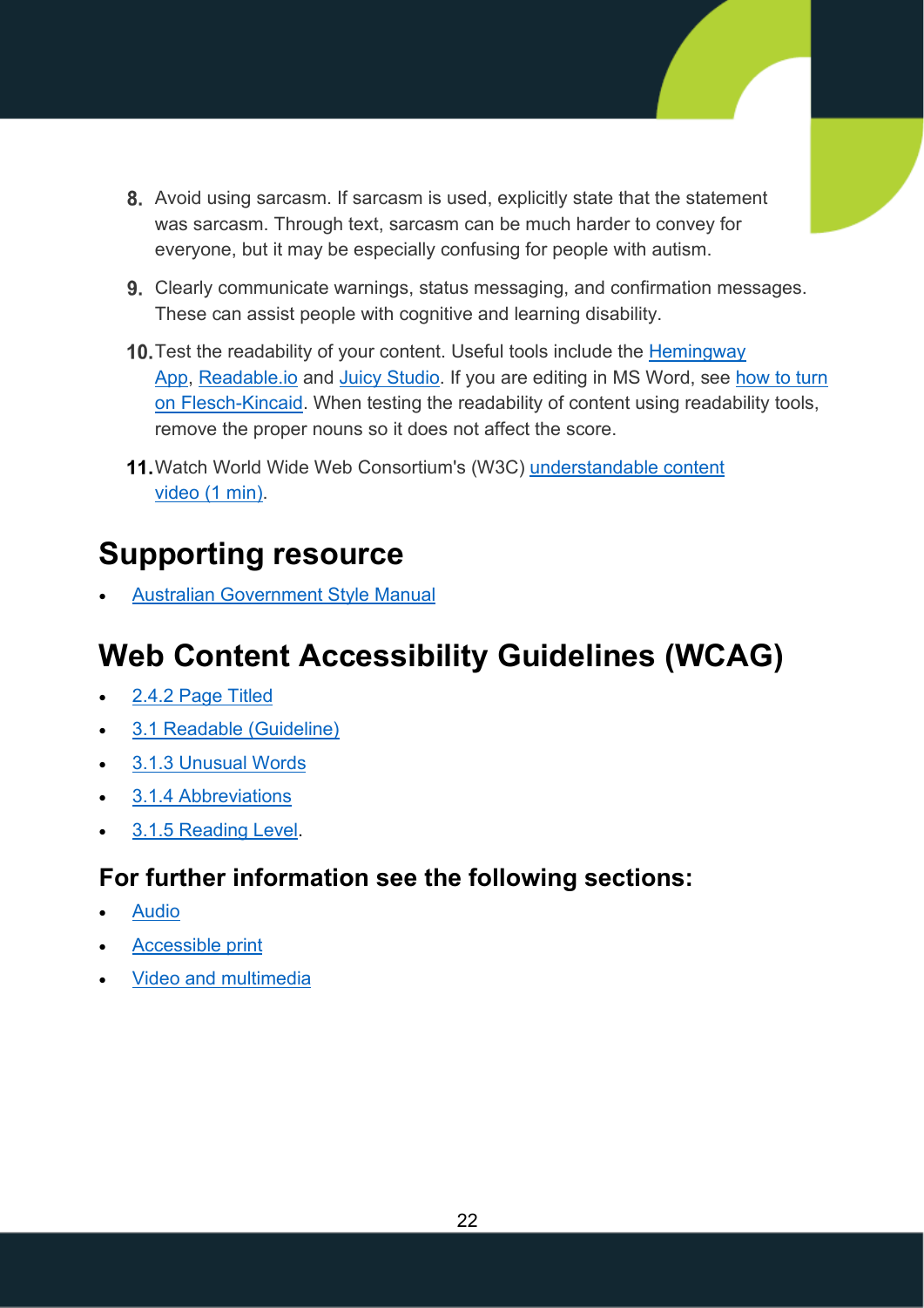8. Avoid using sarcasm. If sarcasm is used, explicitly state that the statement was sarcasm. Through text, sarcasm can be much harder to convey for everyone, but it may be especially confusing for people with autism.
9. Clearly communicate warnings, status messaging, and confirmation messages. These can assist people with cognitive and learning disability.
10. Test the readability of your content. Useful tools include the Hemingway App, Readable.io and Juicy Studio. If you are editing in MS Word, see how to turn on Flesch-Kincaid. When testing the readability of content using readability tools, remove the proper nouns so it does not affect the score.
11. Watch World Wide Web Consortium's (W3C) understandable content video (1 min).

## Supporting resource

- Australian Government Style Manual

## Web Content Accessibility Guidelines (WCAG)

- 2.4.2 Page Titled
- 3.1 Readable (Guideline)
- 3.1.3 Unusual Words
- 3.1.4 Abbreviations
- 3.1.5 Reading Level.

### For further information see the following sections:

- Audio
- Accessible print
- Video and multimedia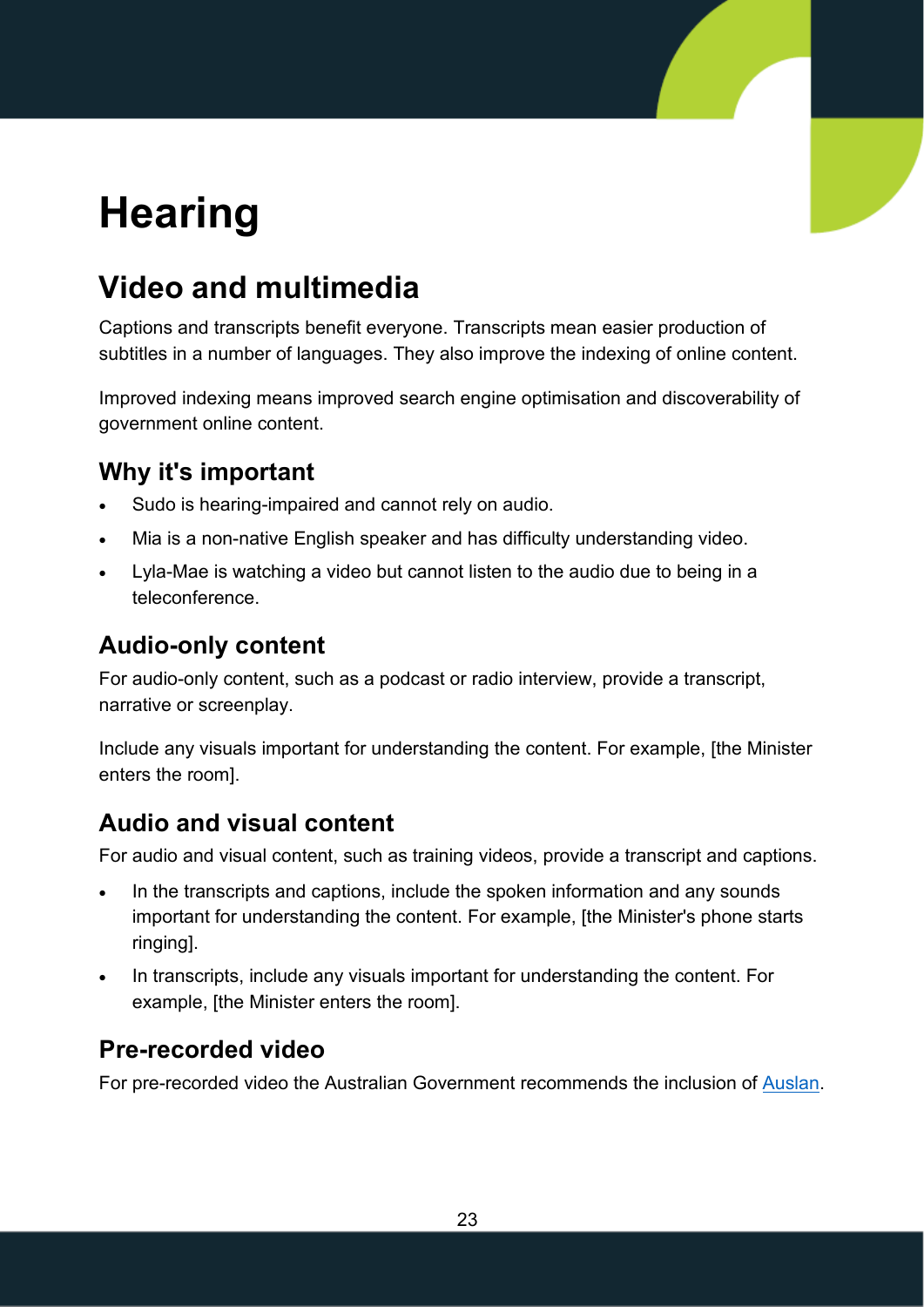# Hearing

## Video and multimedia

Captions and transcripts benefit everyone. Transcripts mean easier production of subtitles in a number of languages. They also improve the indexing of online content.

Improved indexing means improved search engine optimisation and discoverability of government online content.

### Why it's important

- Sudo is hearing-impaired and cannot rely on audio.
- Mia is a non-native English speaker and has difficulty understanding video.
- Lyla-Mae is watching a video but cannot listen to the audio due to being in a teleconference.

### Audio-only content

For audio-only content, such as a podcast or radio interview, provide a transcript, narrative or screenplay.

Include any visuals important for understanding the content. For example, [the Minister enters the room].

### Audio and visual content

For audio and visual content, such as training videos, provide a transcript and captions.

- In the transcripts and captions, include the spoken information and any sounds important for understanding the content. For example, [the Minister's phone starts ringing].
- In transcripts, include any visuals important for understanding the content. For example, [the Minister enters the room].

### Pre-recorded video

For pre-recorded video the Australian Government recommends the inclusion of Auslan.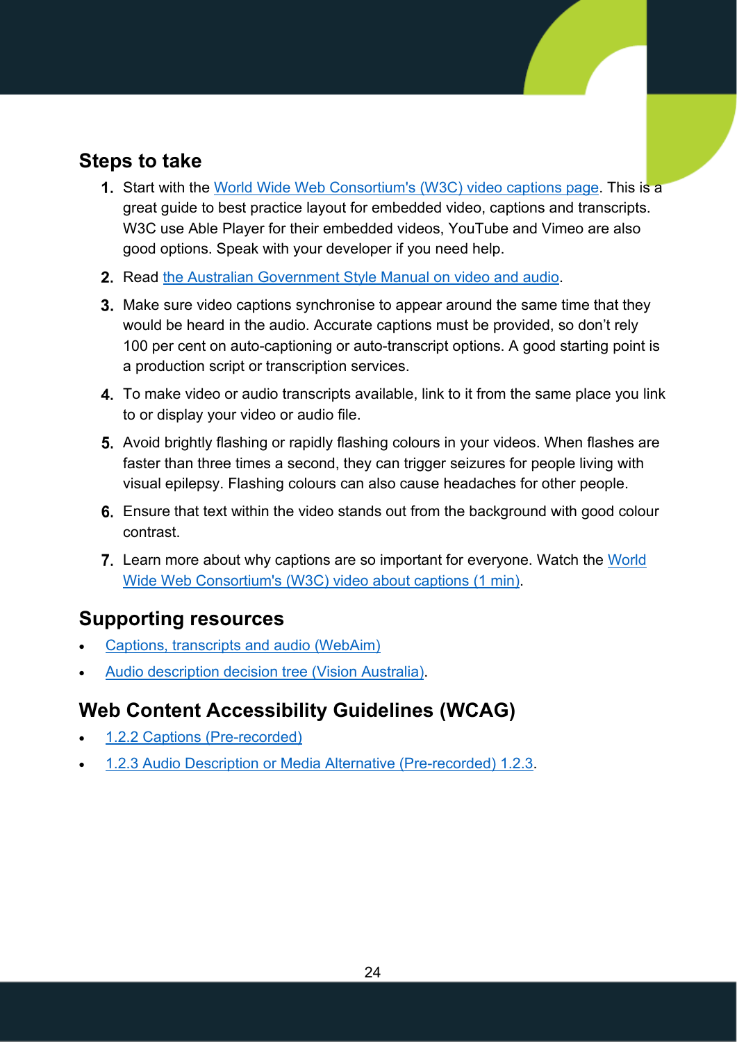## Steps to take

1. Start with the World Wide Web Consortium's (W3C) video captions page. This is a great guide to best practice layout for embedded video, captions and transcripts. W3C use Able Player for their embedded videos, YouTube and Vimeo are also good options. Speak with your developer if you need help.
2. Read the Australian Government Style Manual on video and audio.
3. Make sure video captions synchronise to appear around the same time that they would be heard in the audio. Accurate captions must be provided, so don't rely 100 per cent on auto-captioning or auto-transcript options. A good starting point is a production script or transcription services.
4. To make video or audio transcripts available, link to it from the same place you link to or display your video or audio file.
5. Avoid brightly flashing or rapidly flashing colours in your videos. When flashes are faster than three times a second, they can trigger seizures for people living with visual epilepsy. Flashing colours can also cause headaches for other people.
6. Ensure that text within the video stands out from the background with good colour contrast.
7. Learn more about why captions are so important for everyone. Watch the World Wide Web Consortium's (W3C) video about captions (1 min).

## Supporting resources

- Captions, transcripts and audio (WebAim)
- Audio description decision tree (Vision Australia).

## Web Content Accessibility Guidelines (WCAG)

- 1.2.2 Captions (Pre-recorded)
- 1.2.3 Audio Description or Media Alternative (Pre-recorded) 1.2.3.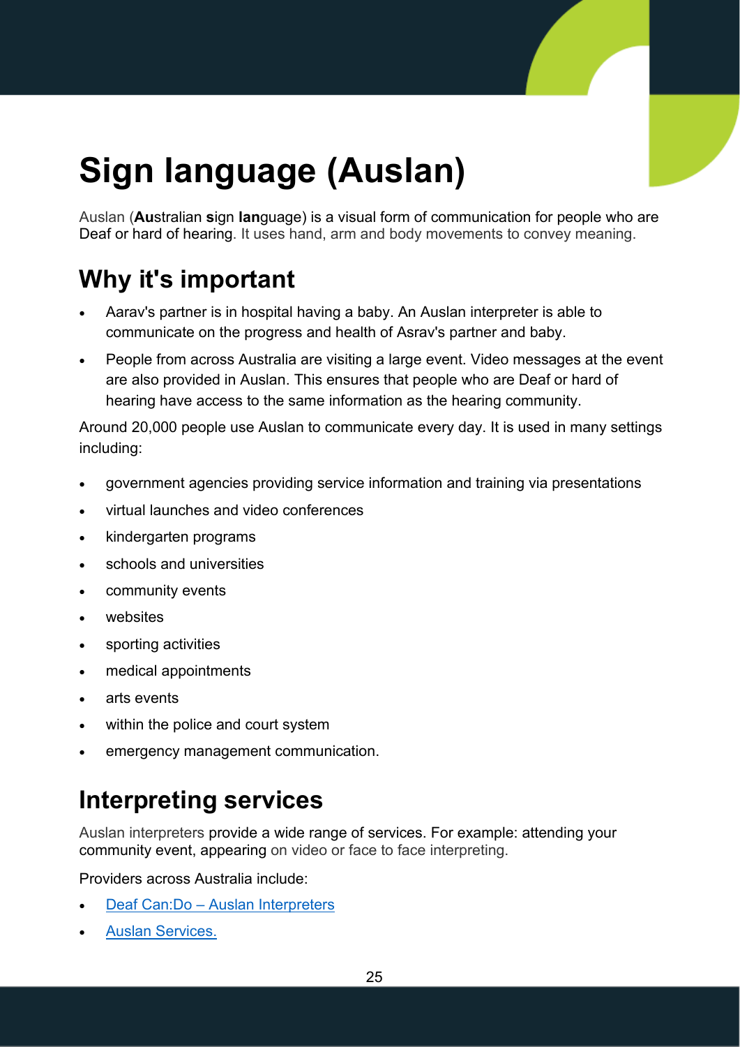# Sign language (Auslan)

Auslan (**Au**stralian **s**ign **lan**guage) is a visual form of communication for people who are Deaf or hard of hearing. It uses hand, arm and body movements to convey meaning.

## Why it's important

- Aarav's partner is in hospital having a baby. An Auslan interpreter is able to communicate on the progress and health of Asrav's partner and baby.
- People from across Australia are visiting a large event. Video messages at the event are also provided in Auslan. This ensures that people who are Deaf or hard of hearing have access to the same information as the hearing community.

Around 20,000 people use Auslan to communicate every day. It is used in many settings including:

- government agencies providing service information and training via presentations
- virtual launches and video conferences
- kindergarten programs
- schools and universities
- community events
- websites
- sporting activities
- medical appointments
- arts events
- within the police and court system
- emergency management communication.

## Interpreting services

Auslan interpreters provide a wide range of services. For example: attending your community event, appearing on video or face to face interpreting.

Providers across Australia include:

- Deaf Can:Do – Auslan Interpreters
- Auslan Services.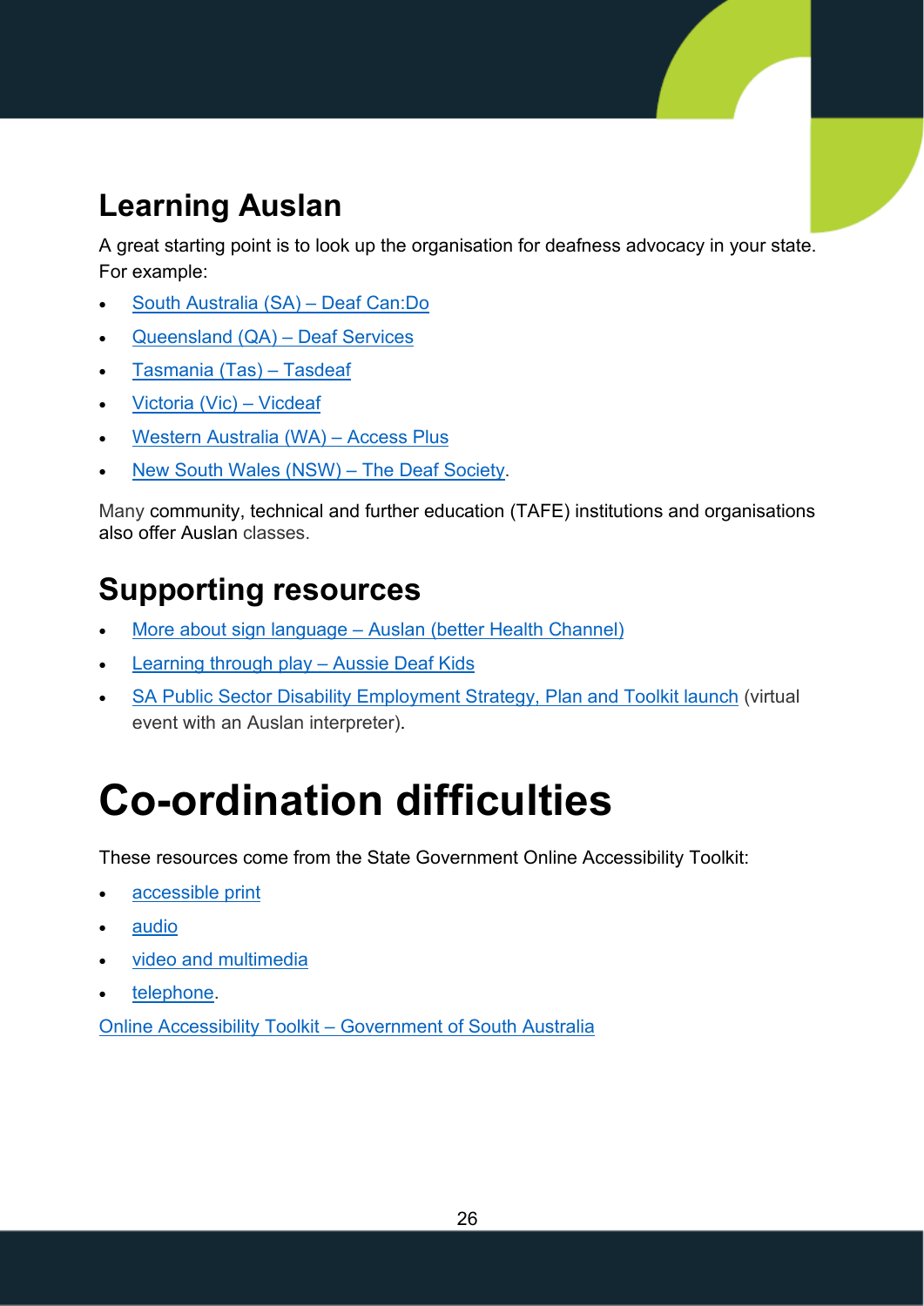## Learning Auslan

A great starting point is to look up the organisation for deafness advocacy in your state. For example:

- South Australia (SA) – Deaf Can:Do
- Queensland (QA) – Deaf Services
- Tasmania (Tas) – Tasdeaf
- Victoria (Vic) – Vicdeaf
- Western Australia (WA) – Access Plus
- New South Wales (NSW) – The Deaf Society.

Many community, technical and further education (TAFE) institutions and organisations also offer Auslan classes.

## Supporting resources

- More about sign language – Auslan (better Health Channel)
- Learning through play – Aussie Deaf Kids
- SA Public Sector Disability Employment Strategy, Plan and Toolkit launch (virtual event with an Auslan interpreter).

# Co-ordination difficulties

These resources come from the State Government Online Accessibility Toolkit:

- accessible print
- audio
- video and multimedia
- telephone.

Online Accessibility Toolkit – Government of South Australia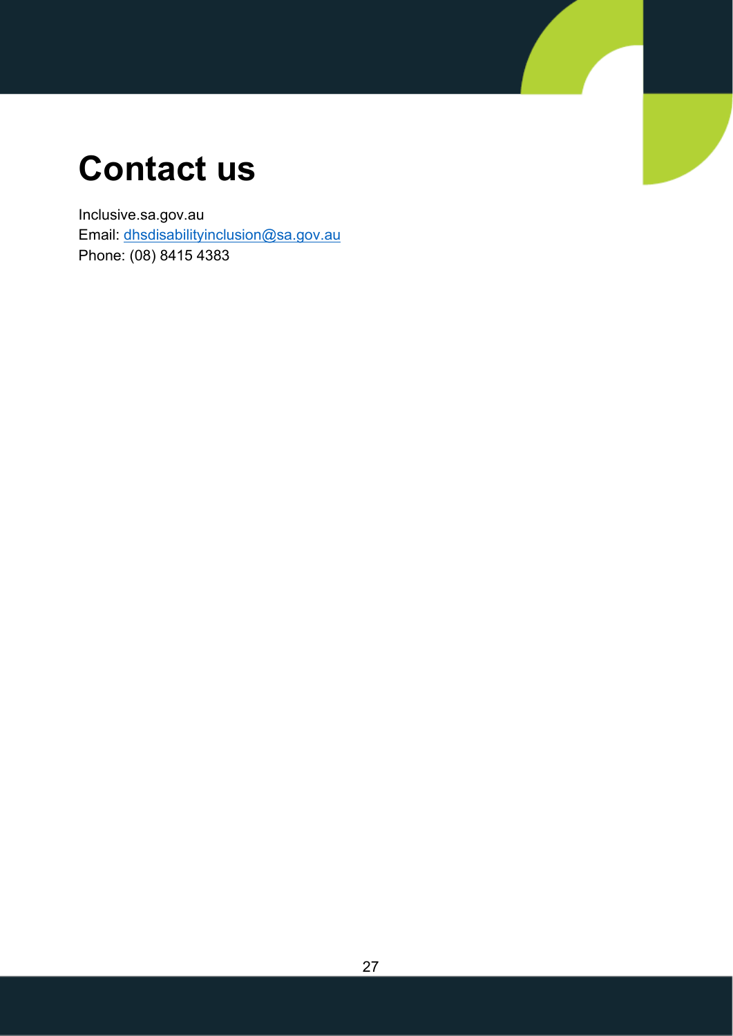# Contact us

Inclusive.sa.gov.au
Email: dhsdisabilityinclusion@sa.gov.au
Phone: (08) 8415 4383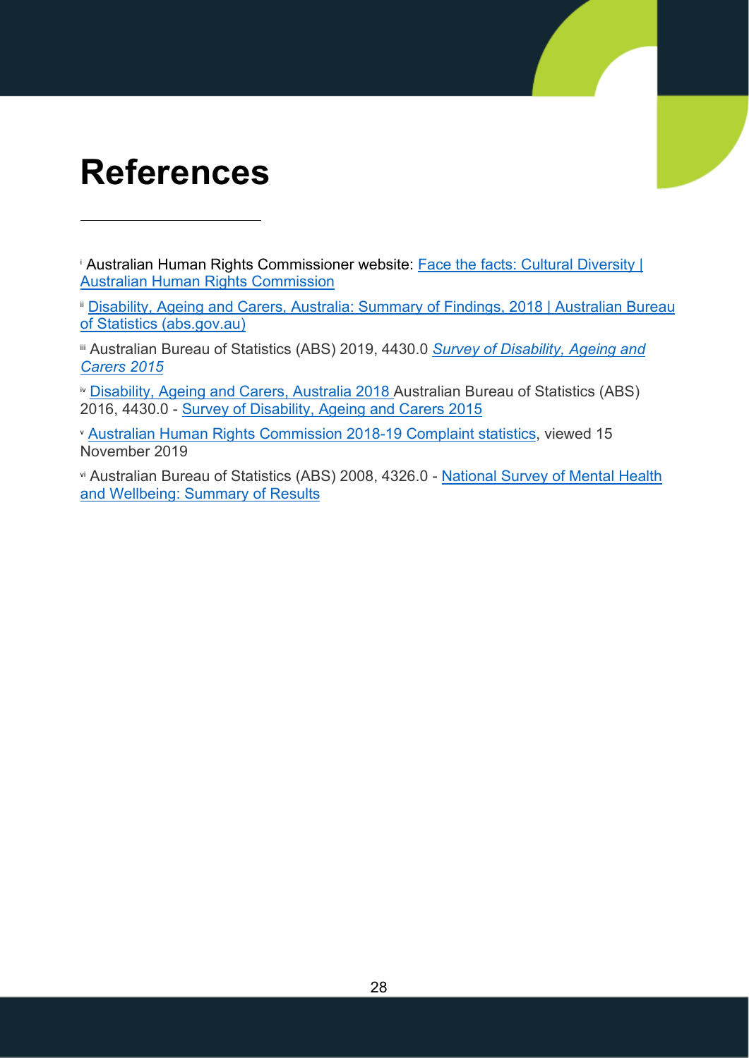# References

[i] Australian Human Rights Commissioner website: Face the facts: Cultural Diversity | Australian Human Rights Commission

[ii] Disability, Ageing and Carers, Australia: Summary of Findings, 2018 | Australian Bureau of Statistics (abs.gov.au)

[iii] Australian Bureau of Statistics (ABS) 2019, 4430.0 *Survey of Disability, Ageing and Carers 2015*

[iv] Disability, Ageing and Carers, Australia 2018 Australian Bureau of Statistics (ABS) 2016, 4430.0 - Survey of Disability, Ageing and Carers 2015

[v] Australian Human Rights Commission 2018-19 Complaint statistics, viewed 15 November 2019

[vi] Australian Bureau of Statistics (ABS) 2008, 4326.0 - National Survey of Mental Health and Wellbeing: Summary of Results